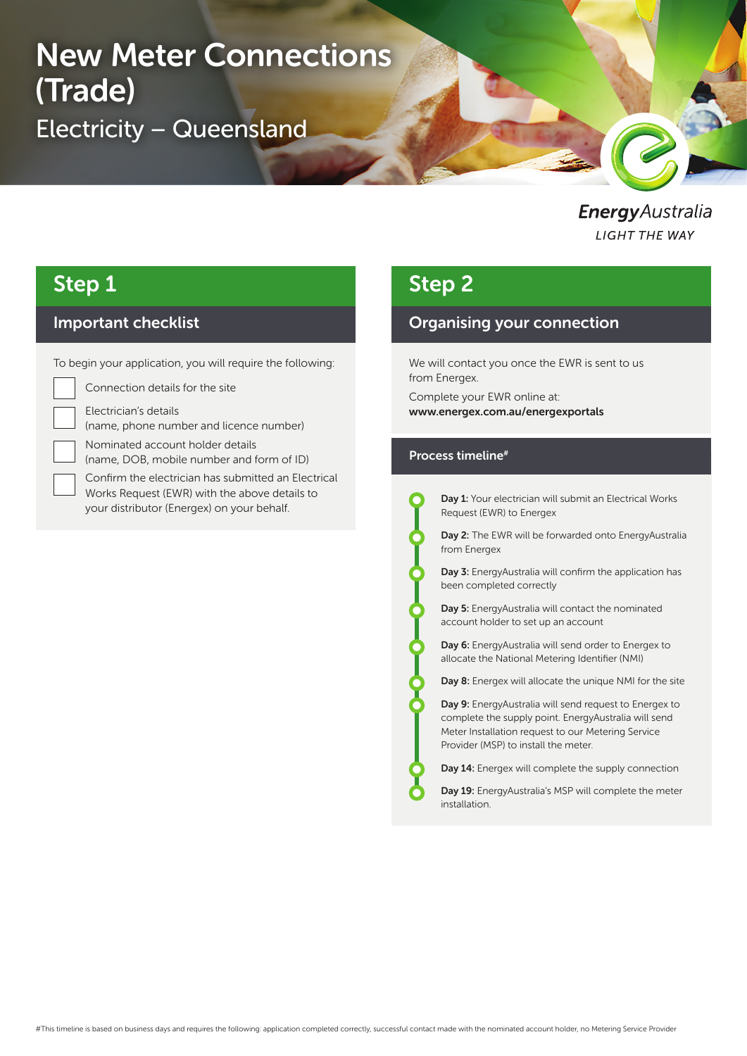# New Meter Connections (Trade)

## Electricity – Queensland

EnergyAustralia
LIGHT THE WAY

## Step 1

### Important checklist

To begin your application, you will require the following:

- [ ] Connection details for the site
- [ ] Electrician's details (name, phone number and licence number)
- [ ] Nominated account holder details (name, DOB, mobile number and form of ID)
- [ ] Confirm the electrician has submitted an Electrical Works Request (EWR) with the above details to your distributor (Energex) on your behalf.

## Step 2

### Organising your connection

We will contact you once the EWR is sent to us from Energex.

Complete your EWR online at:
**www.energex.com.au/energexportals**

### Process timeline#

- **Day 1:** Your electrician will submit an Electrical Works Request (EWR) to Energex
- **Day 2:** The EWR will be forwarded onto EnergyAustralia from Energex
- **Day 3:** EnergyAustralia will confirm the application has been completed correctly
- **Day 5:** EnergyAustralia will contact the nominated account holder to set up an account
- **Day 6:** EnergyAustralia will send order to Energex to allocate the National Metering Identifier (NMI)
- **Day 8:** Energex will allocate the unique NMI for the site
- **Day 9:** EnergyAustralia will send request to Energex to complete the supply point. EnergyAustralia will send Meter Installation request to our Metering Service Provider (MSP) to install the meter.
- **Day 14:** Energex will complete the supply connection
- **Day 19:** EnergyAustralia's MSP will complete the meter installation.

#This timeline is based on business days and requires the following: application completed correctly, successful contact made with the nominated account holder, no Metering Service Provider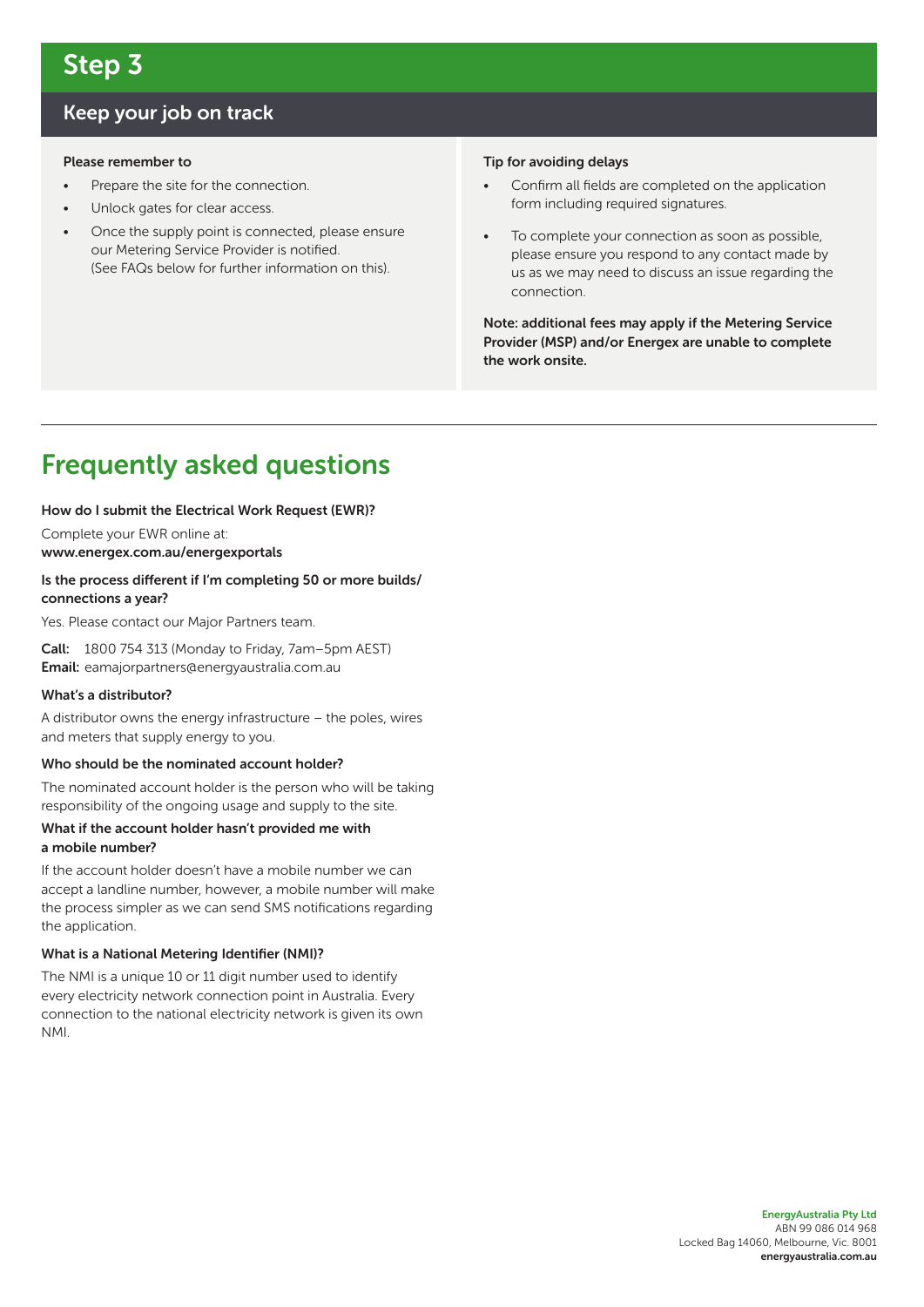# Step 3

## Keep your job on track

**Please remember to**

- Prepare the site for the connection.
- Unlock gates for clear access.
- Once the supply point is connected, please ensure our Metering Service Provider is notified. (See FAQs below for further information on this).

**Tip for avoiding delays**

- Confirm all fields are completed on the application form including required signatures.
- To complete your connection as soon as possible, please ensure you respond to any contact made by us as we may need to discuss an issue regarding the connection.

**Note: additional fees may apply if the Metering Service Provider (MSP) and/or Energex are unable to complete the work onsite.**

---

## Frequently asked questions

**How do I submit the Electrical Work Request (EWR)?**

Complete your EWR online at:
**www.energex.com.au/energexportals**

**Is the process different if I'm completing 50 or more builds/ connections a year?**

Yes. Please contact our Major Partners team.

**Call:** 1800 754 313 (Monday to Friday, 7am–5pm AEST)
**Email:** eamajorpartners@energyaustralia.com.au

**What's a distributor?**

A distributor owns the energy infrastructure – the poles, wires and meters that supply energy to you.

**Who should be the nominated account holder?**

The nominated account holder is the person who will be taking responsibility of the ongoing usage and supply to the site.

**What if the account holder hasn't provided me with a mobile number?**

If the account holder doesn't have a mobile number we can accept a landline number, however, a mobile number will make the process simpler as we can send SMS notifications regarding the application.

**What is a National Metering Identifier (NMI)?**

The NMI is a unique 10 or 11 digit number used to identify every electricity network connection point in Australia. Every connection to the national electricity network is given its own NMI.

**EnergyAustralia Pty Ltd**
ABN 99 086 014 968
Locked Bag 14060, Melbourne, Vic. 8001
**energyaustralia.com.au**